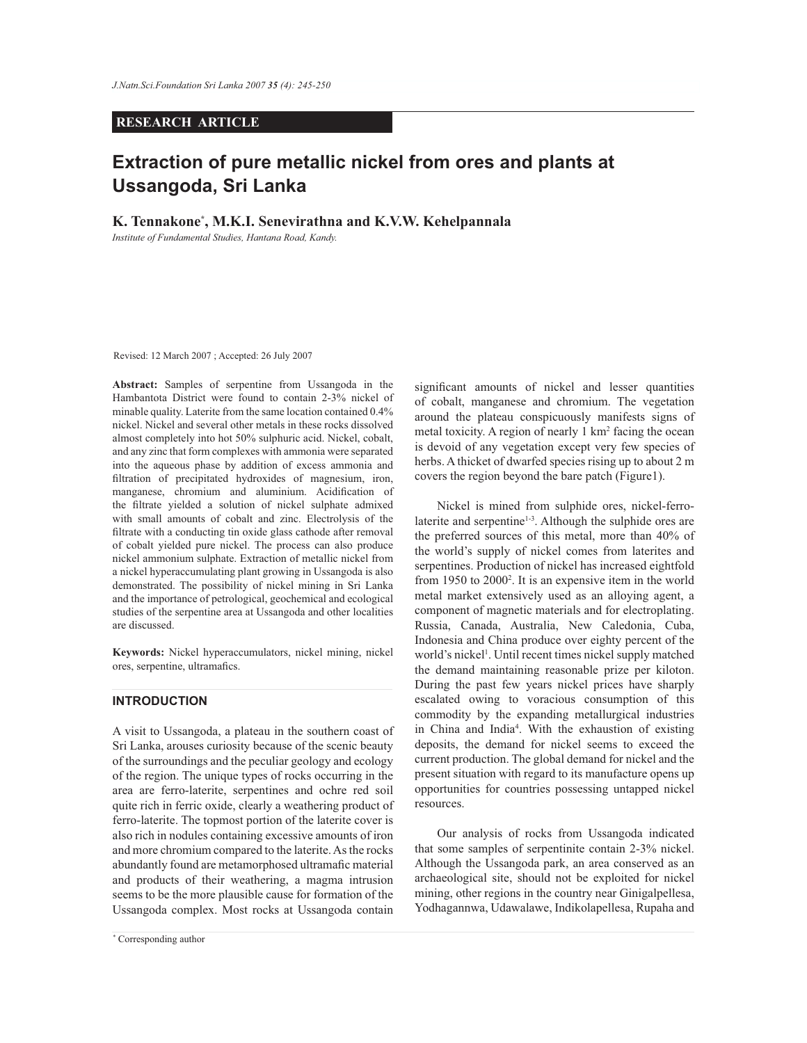RESEARCH ARTICLE

# Extraction of pure metallic nickel from ores and plants at Ussangoda, Sri Lanka

**K. Tennakone*, M.K.I. Senevirathna and K.V.W. Kehelpannala**

*Institute of Fundamental Studies, Hantana Road, Kandy.*

Revised: 12 March 2007 ; Accepted: 26 July 2007

**Abstract:** Samples of serpentine from Ussangoda in the Hambantota District were found to contain 2-3% nickel of minable quality. Laterite from the same location contained 0.4% nickel. Nickel and several other metals in these rocks dissolved almost completely into hot 50% sulphuric acid. Nickel, cobalt, and any zinc that form complexes with ammonia were separated into the aqueous phase by addition of excess ammonia and filtration of precipitated hydroxides of magnesium, iron, manganese, chromium and aluminium. Acidification of the filtrate yielded a solution of nickel sulphate admixed with small amounts of cobalt and zinc. Electrolysis of the filtrate with a conducting tin oxide glass cathode after removal of cobalt yielded pure nickel. The process can also produce nickel ammonium sulphate. Extraction of metallic nickel from a nickel hyperaccumulating plant growing in Ussangoda is also demonstrated. The possibility of nickel mining in Sri Lanka and the importance of petrological, geochemical and ecological studies of the serpentine area at Ussangoda and other localities are discussed.

**Keywords:** Nickel hyperaccumulators, nickel mining, nickel ores, serpentine, ultramafics.

## INTRODUCTION

A visit to Ussangoda, a plateau in the southern coast of Sri Lanka, arouses curiosity because of the scenic beauty of the surroundings and the peculiar geology and ecology of the region. The unique types of rocks occurring in the area are ferro-laterite, serpentines and ochre red soil quite rich in ferric oxide, clearly a weathering product of ferro-laterite. The topmost portion of the laterite cover is also rich in nodules containing excessive amounts of iron and more chromium compared to the laterite. As the rocks abundantly found are metamorphosed ultramafic material and products of their weathering, a magma intrusion seems to be the more plausible cause for formation of the Ussangoda complex. Most rocks at Ussangoda contain significant amounts of nickel and lesser quantities of cobalt, manganese and chromium. The vegetation around the plateau conspicuously manifests signs of metal toxicity. A region of nearly 1 $km^2$ facing the ocean is devoid of any vegetation except very few species of herbs. A thicket of dwarfed species rising up to about 2 m covers the region beyond the bare patch (Figure1).

Nickel is mined from sulphide ores, nickel-ferro-laterite and serpentine[1-3]. Although the sulphide ores are the preferred sources of this metal, more than 40% of the world's supply of nickel comes from laterites and serpentines. Production of nickel has increased eightfold from 1950 to 2000[2]. It is an expensive item in the world metal market extensively used as an alloying agent, a component of magnetic materials and for electroplating. Russia, Canada, Australia, New Caledonia, Cuba, Indonesia and China produce over eighty percent of the world's nickel[1]. Until recent times nickel supply matched the demand maintaining reasonable prize per kiloton. During the past few years nickel prices have sharply escalated owing to voracious consumption of this commodity by the expanding metallurgical industries in China and India[4]. With the exhaustion of existing deposits, the demand for nickel seems to exceed the current production. The global demand for nickel and the present situation with regard to its manufacture opens up opportunities for countries possessing untapped nickel resources.

Our analysis of rocks from Ussangoda indicated that some samples of serpentinite contain 2-3% nickel. Although the Ussangoda park, an area conserved as an archaeological site, should not be exploited for nickel mining, other regions in the country near Ginigalpellesa, Yodhagannwa, Udawalawe, Indikolapellesa, Rupaha and

* Corresponding author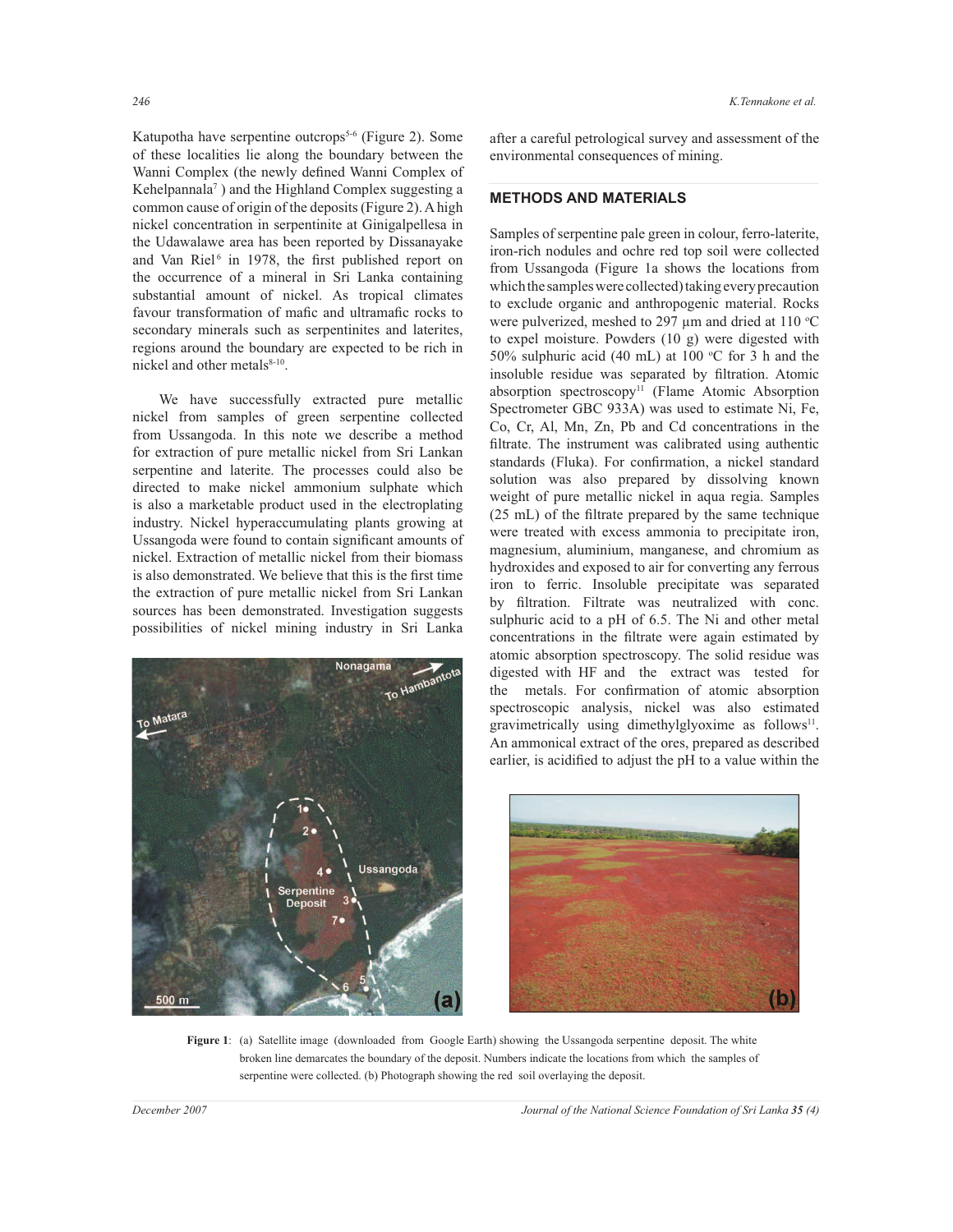Katupotha have serpentine outcrops[5-6] (Figure 2). Some of these localities lie along the boundary between the Wanni Complex (the newly defined Wanni Complex of Kehelpannala[7] ) and the Highland Complex suggesting a common cause of origin of the deposits (Figure 2). A high nickel concentration in serpentinite at Ginigalpellesa in the Udawalawe area has been reported by Dissanayake and Van Riel[6] in 1978, the first published report on the occurrence of a mineral in Sri Lanka containing substantial amount of nickel. As tropical climates favour transformation of mafic and ultramafic rocks to secondary minerals such as serpentinites and laterites, regions around the boundary are expected to be rich in nickel and other metals[8-10].

We have successfully extracted pure metallic nickel from samples of green serpentine collected from Ussangoda. In this note we describe a method for extraction of pure metallic nickel from Sri Lankan serpentine and laterite. The processes could also be directed to make nickel ammonium sulphate which is also a marketable product used in the electroplating industry. Nickel hyperaccumulating plants growing at Ussangoda were found to contain significant amounts of nickel. Extraction of metallic nickel from their biomass is also demonstrated. We believe that this is the first time the extraction of pure metallic nickel from Sri Lankan sources has been demonstrated. Investigation suggests possibilities of nickel mining industry in Sri Lanka after a careful petrological survey and assessment of the environmental consequences of mining.

## METHODS AND MATERIALS

Samples of serpentine pale green in colour, ferro-laterite, iron-rich nodules and ochre red top soil were collected from Ussangoda (Figure 1a shows the locations from which the samples were collected) taking every precaution to exclude organic and anthropogenic material. Rocks were pulverized, meshed to 297 µm and dried at 110 °C to expel moisture. Powders (10 g) were digested with 50% sulphuric acid (40 mL) at 100 °C for 3 h and the insoluble residue was separated by filtration. Atomic absorption spectroscopy[11] (Flame Atomic Absorption Spectrometer GBC 933A) was used to estimate Ni, Fe, Co, Cr, Al, Mn, Zn, Pb and Cd concentrations in the filtrate. The instrument was calibrated using authentic standards (Fluka). For confirmation, a nickel standard solution was also prepared by dissolving known weight of pure metallic nickel in aqua regia. Samples (25 mL) of the filtrate prepared by the same technique were treated with excess ammonia to precipitate iron, magnesium, aluminium, manganese, and chromium as hydroxides and exposed to air for converting any ferrous iron to ferric. Insoluble precipitate was separated by filtration. Filtrate was neutralized with conc. sulphuric acid to a pH of 6.5. The Ni and other metal concentrations in the filtrate were again estimated by atomic absorption spectroscopy. The solid residue was digested with HF and the extract was tested for the metals. For confirmation of atomic absorption spectroscopic analysis, nickel was also estimated gravimetrically using dimethylglyoxime as follows[11]. An ammonical extract of the ores, prepared as described earlier, is acidified to adjust the pH to a value within the

Nonagama
To Hambantota
To Matara
1
2
4
Ussangoda
Serpentine Deposit
3
7
5
6
500 m
(a)

(b)

**Figure 1**: (a) Satellite image (downloaded from Google Earth) showing the Ussangoda serpentine deposit. The white broken line demarcates the boundary of the deposit. Numbers indicate the locations from which the samples of serpentine were collected. (b) Photograph showing the red soil overlaying the deposit.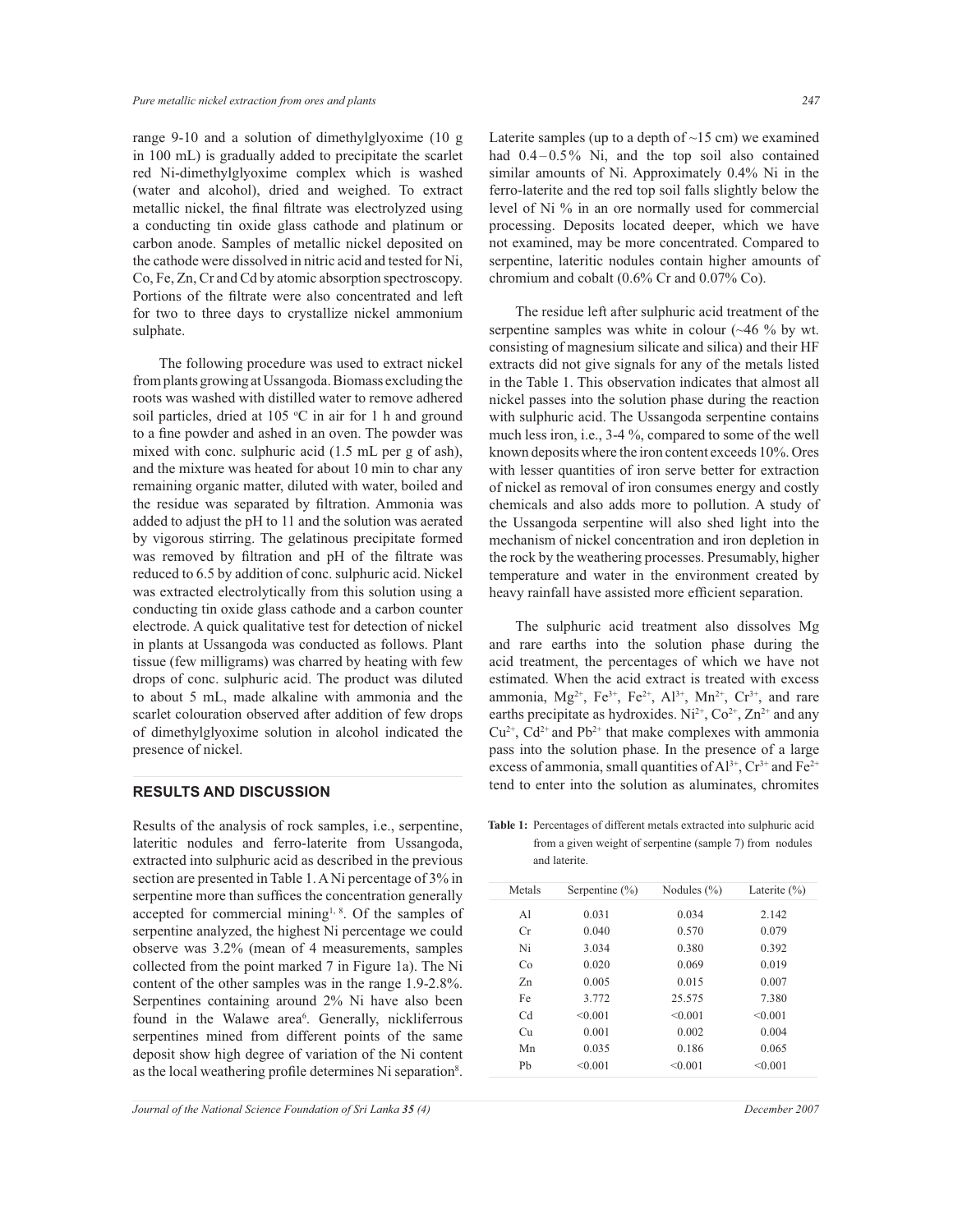range 9-10 and a solution of dimethylglyoxime (10 g in 100 mL) is gradually added to precipitate the scarlet red Ni-dimethylglyoxime complex which is washed (water and alcohol), dried and weighed. To extract metallic nickel, the final filtrate was electrolyzed using a conducting tin oxide glass cathode and platinum or carbon anode. Samples of metallic nickel deposited on the cathode were dissolved in nitric acid and tested for Ni, Co, Fe, Zn, Cr and Cd by atomic absorption spectroscopy. Portions of the filtrate were also concentrated and left for two to three days to crystallize nickel ammonium sulphate.

The following procedure was used to extract nickel from plants growing at Ussangoda. Biomass excluding the roots was washed with distilled water to remove adhered soil particles, dried at 105 °C in air for 1 h and ground to a fine powder and ashed in an oven. The powder was mixed with conc. sulphuric acid (1.5 mL per g of ash), and the mixture was heated for about 10 min to char any remaining organic matter, diluted with water, boiled and the residue was separated by filtration. Ammonia was added to adjust the pH to 11 and the solution was aerated by vigorous stirring. The gelatinous precipitate formed was removed by filtration and pH of the filtrate was reduced to 6.5 by addition of conc. sulphuric acid. Nickel was extracted electrolytically from this solution using a conducting tin oxide glass cathode and a carbon counter electrode. A quick qualitative test for detection of nickel in plants at Ussangoda was conducted as follows. Plant tissue (few milligrams) was charred by heating with few drops of conc. sulphuric acid. The product was diluted to about 5 mL, made alkaline with ammonia and the scarlet colouration observed after addition of few drops of dimethylglyoxime solution in alcohol indicated the presence of nickel.

## RESULTS AND DISCUSSION

Results of the analysis of rock samples, i.e., serpentine, lateritic nodules and ferro-laterite from Ussangoda, extracted into sulphuric acid as described in the previous section are presented in Table 1. A Ni percentage of 3% in serpentine more than suffices the concentration generally accepted for commercial mining[1, 8]. Of the samples of serpentine analyzed, the highest Ni percentage we could observe was 3.2% (mean of 4 measurements, samples collected from the point marked 7 in Figure 1a). The Ni content of the other samples was in the range 1.9-2.8%. Serpentines containing around 2% Ni have also been found in the Walawe area[6]. Generally, nickliferrous serpentines mined from different points of the same deposit show high degree of variation of the Ni content as the local weathering profile determines Ni separation[8]. Laterite samples (up to a depth of ~15 cm) we examined had 0.4 – 0.5% Ni, and the top soil also contained similar amounts of Ni. Approximately 0.4% Ni in the ferro-laterite and the red top soil falls slightly below the level of Ni % in an ore normally used for commercial processing. Deposits located deeper, which we have not examined, may be more concentrated. Compared to serpentine, lateritic nodules contain higher amounts of chromium and cobalt (0.6% Cr and 0.07% Co).

The residue left after sulphuric acid treatment of the serpentine samples was white in colour (~46 % by wt. consisting of magnesium silicate and silica) and their HF extracts did not give signals for any of the metals listed in the Table 1. This observation indicates that almost all nickel passes into the solution phase during the reaction with sulphuric acid. The Ussangoda serpentine contains much less iron, i.e., 3-4 %, compared to some of the well known deposits where the iron content exceeds 10%. Ores with lesser quantities of iron serve better for extraction of nickel as removal of iron consumes energy and costly chemicals and also adds more to pollution. A study of the Ussangoda serpentine will also shed light into the mechanism of nickel concentration and iron depletion in the rock by the weathering processes. Presumably, higher temperature and water in the environment created by heavy rainfall have assisted more efficient separation.

The sulphuric acid treatment also dissolves Mg and rare earths into the solution phase during the acid treatment, the percentages of which we have not estimated. When the acid extract is treated with excess ammonia, $Mg^{2+}$, $Fe^{3+}$, $Fe^{2+}$, $Al^{3+}$, $Mn^{2+}$, $Cr^{3+}$, and rare earths precipitate as hydroxides. $Ni^{2+}$, $Co^{2+}$, $Zn^{2+}$ and any $Cu^{2+}$, $Cd^{2+}$ and $Pb^{2+}$ that make complexes with ammonia pass into the solution phase. In the presence of a large excess of ammonia, small quantities of $Al^{3+}$, $Cr^{3+}$ and $Fe^{2+}$ tend to enter into the solution as aluminates, chromites

**Table 1:** Percentages of different metals extracted into sulphuric acid from a given weight of serpentine (sample 7) from nodules and laterite.

| Metals | Serpentine (%) | Nodules (%) | Laterite (%) |
|---|---|---|---|
| Al | 0.031 | 0.034 | 2.142 |
| Cr | 0.040 | 0.570 | 0.079 |
| Ni | 3.034 | 0.380 | 0.392 |
| Co | 0.020 | 0.069 | 0.019 |
| Zn | 0.005 | 0.015 | 0.007 |
| Fe | 3.772 | 25.575 | 7.380 |
| Cd | <0.001 | <0.001 | <0.001 |
| Cu | 0.001 | 0.002 | 0.004 |
| Mn | 0.035 | 0.186 | 0.065 |
| Pb | <0.001 | <0.001 | <0.001 |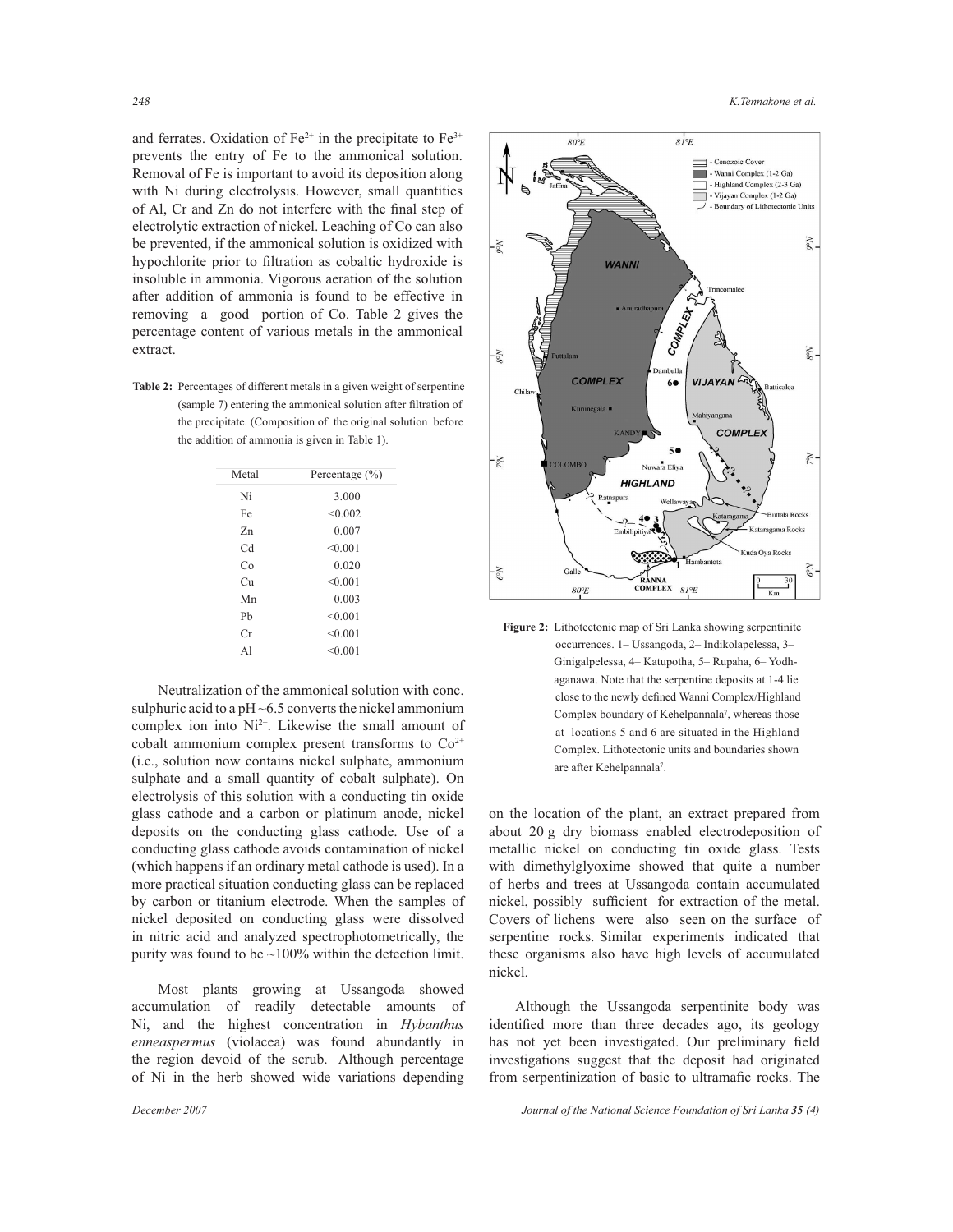and ferrates. Oxidation of $Fe^{2+}$ in the precipitate to $Fe^{3+}$ prevents the entry of Fe to the ammonical solution. Removal of Fe is important to avoid its deposition along with Ni during electrolysis. However, small quantities of Al, Cr and Zn do not interfere with the final step of electrolytic extraction of nickel. Leaching of Co can also be prevented, if the ammonical solution is oxidized with hypochlorite prior to filtration as cobaltic hydroxide is insoluble in ammonia. Vigorous aeration of the solution after addition of ammonia is found to be effective in removing a good portion of Co. Table 2 gives the percentage content of various metals in the ammonical extract.

**Table 2:** Percentages of different metals in a given weight of serpentine (sample 7) entering the ammonical solution after filtration of the precipitate. (Composition of the original solution before the addition of ammonia is given in Table 1).

| Metal | Percentage (%) |
|---|---|
| Ni | 3.000 |
| Fe | <0.002 |
| Zn | 0.007 |
| Cd | <0.001 |
| Co | 0.020 |
| Cu | <0.001 |
| Mn | 0.003 |
| Pb | <0.001 |
| Cr | <0.001 |
| Al | <0.001 |

Neutralization of the ammonical solution with conc. sulphuric acid to a pH ~6.5 converts the nickel ammonium complex ion into $Ni^{2+}$. Likewise the small amount of cobalt ammonium complex present transforms to $Co^{2+}$ (i.e., solution now contains nickel sulphate, ammonium sulphate and a small quantity of cobalt sulphate). On electrolysis of this solution with a conducting tin oxide glass cathode and a carbon or platinum anode, nickel deposits on the conducting glass cathode. Use of a conducting glass cathode avoids contamination of nickel (which happens if an ordinary metal cathode is used). In a more practical situation conducting glass can be replaced by carbon or titanium electrode. When the samples of nickel deposited on conducting glass were dissolved in nitric acid and analyzed spectrophotometrically, the purity was found to be ~100% within the detection limit.

Most plants growing at Ussangoda showed accumulation of readily detectable amounts of Ni, and the highest concentration in *Hybanthus enneaspermus* (violacea) was found abundantly in the region devoid of the scrub. Although percentage of Ni in the herb showed wide variations depending on the location of the plant, an extract prepared from about 20 g dry biomass enabled electrodeposition of metallic nickel on conducting tin oxide glass. Tests with dimethylglyoxime showed that quite a number of herbs and trees at Ussangoda contain accumulated nickel, possibly sufficient for extraction of the metal. Covers of lichens were also seen on the surface of serpentine rocks. Similar experiments indicated that these organisms also have high levels of accumulated nickel.

**Figure 2:** Lithotectonic map of Sri Lanka showing serpentinite occurrences. 1– Ussangoda, 2– Indikolapelessa, 3– Ginigalpelessa, 4– Katupotha, 5– Rupaha, 6– Yodh-aganawa. Note that the serpentine deposits at 1-4 lie close to the newly defined Wanni Complex/Highland Complex boundary of Kehelpannala[7], whereas those at locations 5 and 6 are situated in the Highland Complex. Lithotectonic units and boundaries shown are after Kehelpannala[7].

Although the Ussangoda serpentinite body was identified more than three decades ago, its geology has not yet been investigated. Our preliminary field investigations suggest that the deposit had originated from serpentinization of basic to ultramafic rocks. The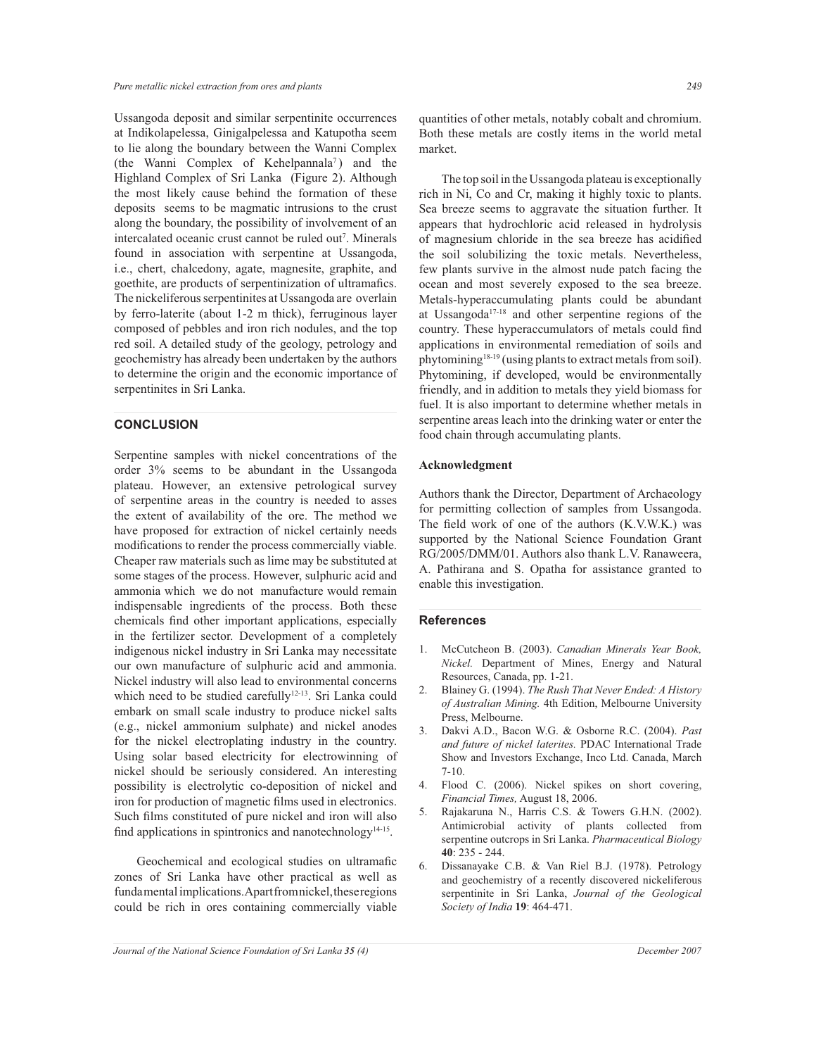Ussangoda deposit and similar serpentinite occurrences at Indikolapelessa, Ginigalpelessa and Katupotha seem to lie along the boundary between the Wanni Complex (the Wanni Complex of Kehelpannala[7]) and the Highland Complex of Sri Lanka (Figure 2). Although the most likely cause behind the formation of these deposits seems to be magmatic intrusions to the crust along the boundary, the possibility of involvement of an intercalated oceanic crust cannot be ruled out[7]. Minerals found in association with serpentine at Ussangoda, i.e., chert, chalcedony, agate, magnesite, graphite, and goethite, are products of serpentinization of ultramafics. The nickeliferous serpentinites at Ussangoda are overlain by ferro-laterite (about 1-2 m thick), ferruginous layer composed of pebbles and iron rich nodules, and the top red soil. A detailed study of the geology, petrology and geochemistry has already been undertaken by the authors to determine the origin and the economic importance of serpentinites in Sri Lanka.

## CONCLUSION

Serpentine samples with nickel concentrations of the order 3% seems to be abundant in the Ussangoda plateau. However, an extensive petrological survey of serpentine areas in the country is needed to asses the extent of availability of the ore. The method we have proposed for extraction of nickel certainly needs modifications to render the process commercially viable. Cheaper raw materials such as lime may be substituted at some stages of the process. However, sulphuric acid and ammonia which we do not manufacture would remain indispensable ingredients of the process. Both these chemicals find other important applications, especially in the fertilizer sector. Development of a completely indigenous nickel industry in Sri Lanka may necessitate our own manufacture of sulphuric acid and ammonia. Nickel industry will also lead to environmental concerns which need to be studied carefully[12-13]. Sri Lanka could embark on small scale industry to produce nickel salts (e.g., nickel ammonium sulphate) and nickel anodes for the nickel electroplating industry in the country. Using solar based electricity for electrowinning of nickel should be seriously considered. An interesting possibility is electrolytic co-deposition of nickel and iron for production of magnetic films used in electronics. Such films constituted of pure nickel and iron will also find applications in spintronics and nanotechnology[14-15].

Geochemical and ecological studies on ultramafic zones of Sri Lanka have other practical as well as fundamental implications. Apart from nickel, these regions could be rich in ores containing commercially viable quantities of other metals, notably cobalt and chromium. Both these metals are costly items in the world metal market.

The top soil in the Ussangoda plateau is exceptionally rich in Ni, Co and Cr, making it highly toxic to plants. Sea breeze seems to aggravate the situation further. It appears that hydrochloric acid released in hydrolysis of magnesium chloride in the sea breeze has acidified the soil solubilizing the toxic metals. Nevertheless, few plants survive in the almost nude patch facing the ocean and most severely exposed to the sea breeze. Metals-hyperaccumulating plants could be abundant at Ussangoda[17-18] and other serpentine regions of the country. These hyperaccumulators of metals could find applications in environmental remediation of soils and phytomining[18-19] (using plants to extract metals from soil). Phytomining, if developed, would be environmentally friendly, and in addition to metals they yield biomass for fuel. It is also important to determine whether metals in serpentine areas leach into the drinking water or enter the food chain through accumulating plants.

### Acknowledgment

Authors thank the Director, Department of Archaeology for permitting collection of samples from Ussangoda. The field work of one of the authors (K.V.W.K.) was supported by the National Science Foundation Grant RG/2005/DMM/01. Authors also thank L.V. Ranaweera, A. Pathirana and S. Opatha for assistance granted to enable this investigation.

## References

1. McCutcheon B. (2003). *Canadian Minerals Year Book, Nickel.* Department of Mines, Energy and Natural Resources, Canada, pp. 1-21.
2. Blainey G. (1994). *The Rush That Never Ended: A History of Australian Mining.* 4th Edition, Melbourne University Press, Melbourne.
3. Dakvi A.D., Bacon W.G. & Osborne R.C. (2004). *Past and future of nickel laterites.* PDAC International Trade Show and Investors Exchange, Inco Ltd. Canada, March 7-10.
4. Flood C. (2006). Nickel spikes on short covering, *Financial Times,* August 18, 2006.
5. Rajakaruna N., Harris C.S. & Towers G.H.N. (2002). Antimicrobial activity of plants collected from serpentine outcrops in Sri Lanka. *Pharmaceutical Biology* **40**: 235 - 244.
6. Dissanayake C.B. & Van Riel B.J. (1978). Petrology and geochemistry of a recently discovered nickeliferous serpentinite in Sri Lanka, *Journal of the Geological Society of India* **19**: 464-471.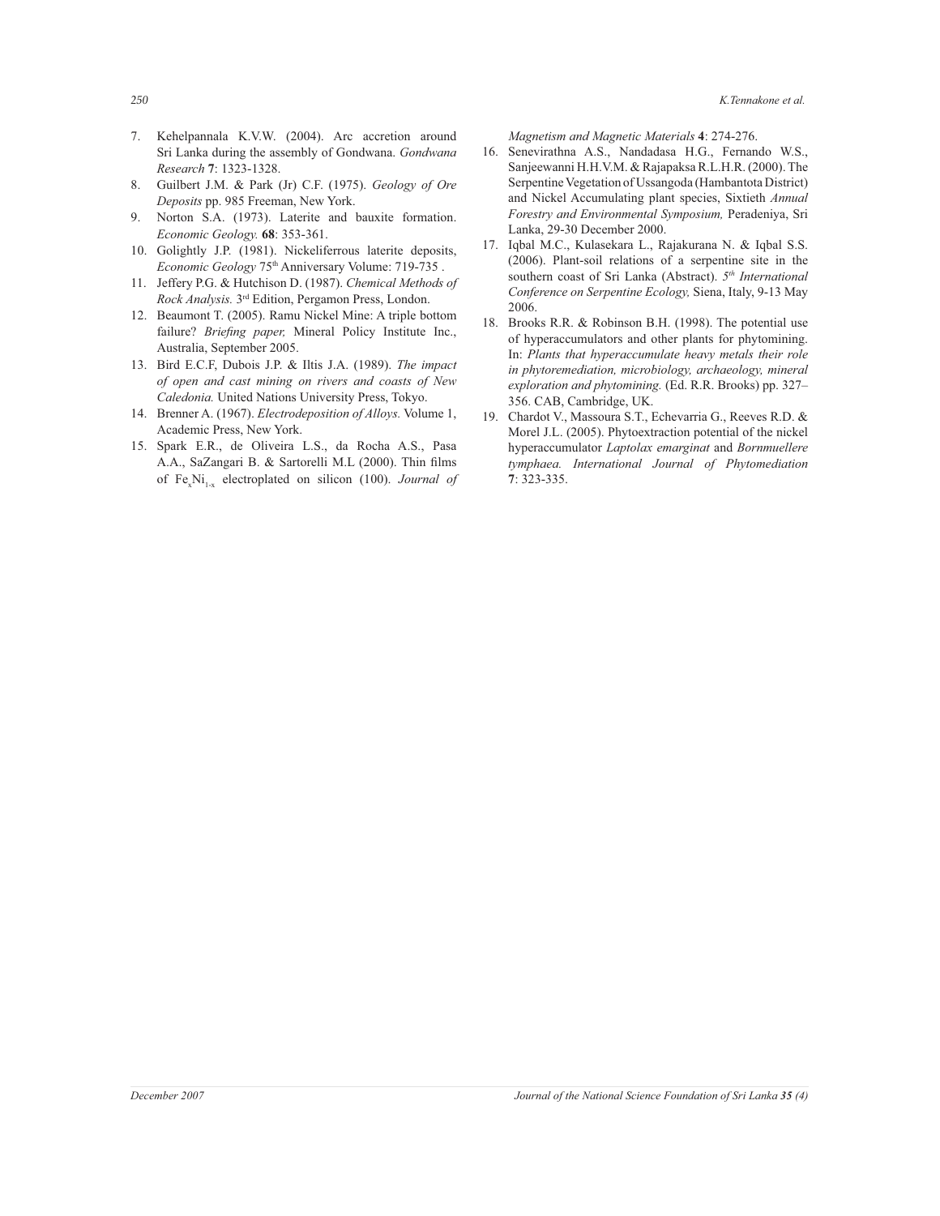7. Kehelpannala K.V.W. (2004). Arc accretion around Sri Lanka during the assembly of Gondwana. *Gondwana Research* **7**: 1323-1328.
8. Guilbert J.M. & Park (Jr) C.F. (1975). *Geology of Ore Deposits* pp. 985 Freeman, New York.
9. Norton S.A. (1973). Laterite and bauxite formation. *Economic Geology.* **68**: 353-361.
10. Golightly J.P. (1981). Nickeliferrous laterite deposits, *Economic Geology* 75th Anniversary Volume: 719-735 .
11. Jeffery P.G. & Hutchison D. (1987). *Chemical Methods of Rock Analysis.* 3rd Edition, Pergamon Press, London.
12. Beaumont T. (2005). Ramu Nickel Mine: A triple bottom failure? *Briefing paper,* Mineral Policy Institute Inc., Australia, September 2005.
13. Bird E.C.F, Dubois J.P. & Iltis J.A. (1989). *The impact of open and cast mining on rivers and coasts of New Caledonia.* United Nations University Press, Tokyo.
14. Brenner A. (1967). *Electrodeposition of Alloys.* Volume 1, Academic Press, New York.
15. Spark E.R., de Oliveira L.S., da Rocha A.S., Pasa A.A., SaZangari B. & Sartorelli M.L (2000). Thin films of $Fe_xNi_{1-x}$ electroplated on silicon (100). *Journal of Magnetism and Magnetic Materials* **4**: 274-276.
16. Senevirathna A.S., Nandadasa H.G., Fernando W.S., Sanjeewanni H.H.V.M. & Rajapaksa R.L.H.R. (2000). The Serpentine Vegetation of Ussangoda (Hambantota District) and Nickel Accumulating plant species, Sixtieth *Annual Forestry and Environmental Symposium,* Peradeniya, Sri Lanka, 29-30 December 2000.
17. Iqbal M.C., Kulasekara L., Rajakurana N. & Iqbal S.S. (2006). Plant-soil relations of a serpentine site in the southern coast of Sri Lanka (Abstract). *5th International Conference on Serpentine Ecology,* Siena, Italy, 9-13 May 2006.
18. Brooks R.R. & Robinson B.H. (1998). The potential use of hyperaccumulators and other plants for phytomining. In: *Plants that hyperaccumulate heavy metals their role in phytoremediation, microbiology, archaeology, mineral exploration and phytomining.* (Ed. R.R. Brooks) pp. 327–356. CAB, Cambridge, UK.
19. Chardot V., Massoura S.T., Echevarria G., Reeves R.D. & Morel J.L. (2005). Phytoextraction potential of the nickel hyperaccumulator *Laptolax emarginat* and *Bornmuellere tymphaea. International Journal of Phytomediation* **7**: 323-335.